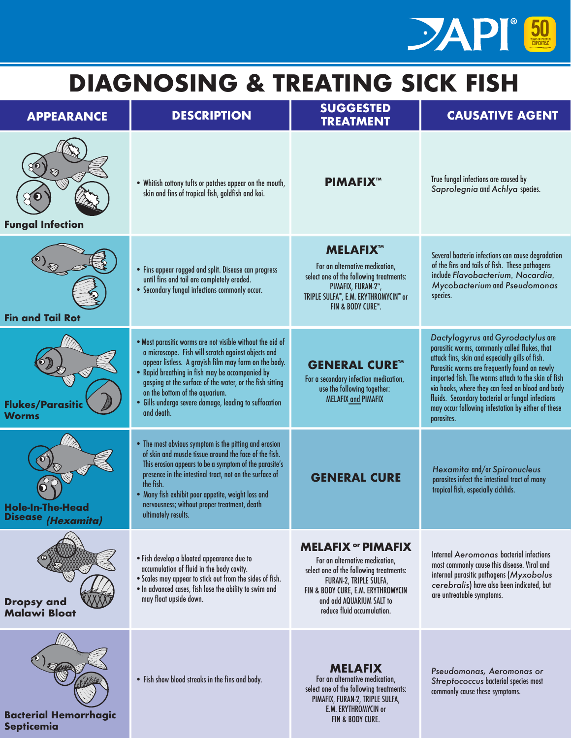# DIAGNOSING & TREATING SICK FISH

| APPEARANCE | DESCRIPTION | SUGGESTED TREATMENT | CAUSATIVE AGENT |
|---|---|---|---|
| **Fungal Infection** | • Whitish cottony tufts or patches appear on the mouth, skin and fins of tropical fish, goldfish and koi. | **PIMAFIX™** | True fungal infections are caused by *Saprolegnia* and *Achlya* species. |
| **Fin and Tail Rot** | • Fins appear ragged and split. Disease can progress until fins and tail are completely eroded.<br>• Secondary fungal infections commonly occur. | **MELAFIX™**<br>For an alternative medication, select one of the following treatments: PIMAFIX, FURAN-2™, TRIPLE SULFA™, E.M. ERYTHROMYCIN™ or FIN & BODY CURE™. | Several bacteria infections can cause degradation of the fins and tails of fish. These pathogens include *Flavobacterium*, *Nocardia*, *Mycobacterium* and *Pseudomonas* species. |
| **Flukes/Parasitic Worms** | • Most parasitic worms are not visible without the aid of a microscope. Fish will scratch against objects and appear listless. A grayish film may form on the body.<br>• Rapid breathing in fish may be accompanied by gasping at the surface of the water, or the fish sitting on the bottom of the aquarium.<br>• Gills undergo severe damage, leading to suffocation and death. | **GENERAL CURE™**<br>For a secondary infection medication, use the following together: MELAFIX and PIMAFIX | *Dactylogyrus* and *Gyrodactylus* are parasitic worms, commonly called flukes, that attack fins, skin and especially gills of fish. Parasitic worms are frequently found on newly imported fish. The worms attach to the skin of fish via hooks, where they can feed on blood and body fluids. Secondary bacterial or fungal infections may occur following infestation by either of these parasites. |
| **Hole-In-The-Head Disease *(Hexamita)*** | • The most obvious symptom is the pitting and erosion of skin and muscle tissue around the face of the fish. This erosion appears to be a symptom of the parasite's presence in the intestinal tract, not on the surface of the fish.<br>• Many fish exhibit poor appetite, weight loss and nervousness; without proper treatment, death ultimately results. | **GENERAL CURE** | *Hexamita* and/or *Spironucleus* parasites infect the intestinal tract of many tropical fish, especially cichlids. |
| **Dropsy and Malawi Bloat** | • Fish develop a bloated appearance due to accumulation of fluid in the body cavity.<br>• Scales may appear to stick out from the sides of fish.<br>• In advanced cases, fish lose the ability to swim and may float upside down. | **MELAFIX or PIMAFIX**<br>For an alternative medication, select one of the following treatments: FURAN-2, TRIPLE SULFA, FIN & BODY CURE, E.M. ERYTHROMYCIN and add AQUARIUM SALT to reduce fluid accumulation. | Internal *Aeromonas* bacterial infections most commonly cause this disease. Viral and internal parasitic pathogens (*Myxobolus cerebralis*) have also been indicated, but are untreatable symptoms. |
| **Bacterial Hemorrhagic Septicemia** | • Fish show blood streaks in the fins and body. | **MELAFIX**<br>For an alternative medication, select one of the following treatments: PIMAFIX, FURAN-2, TRIPLE SULFA, E.M. ERYTHROMYCIN or FIN & BODY CURE. | *Pseudomonas, Aeromonas or Streptococcus* bacterial species most commonly cause these symptoms. |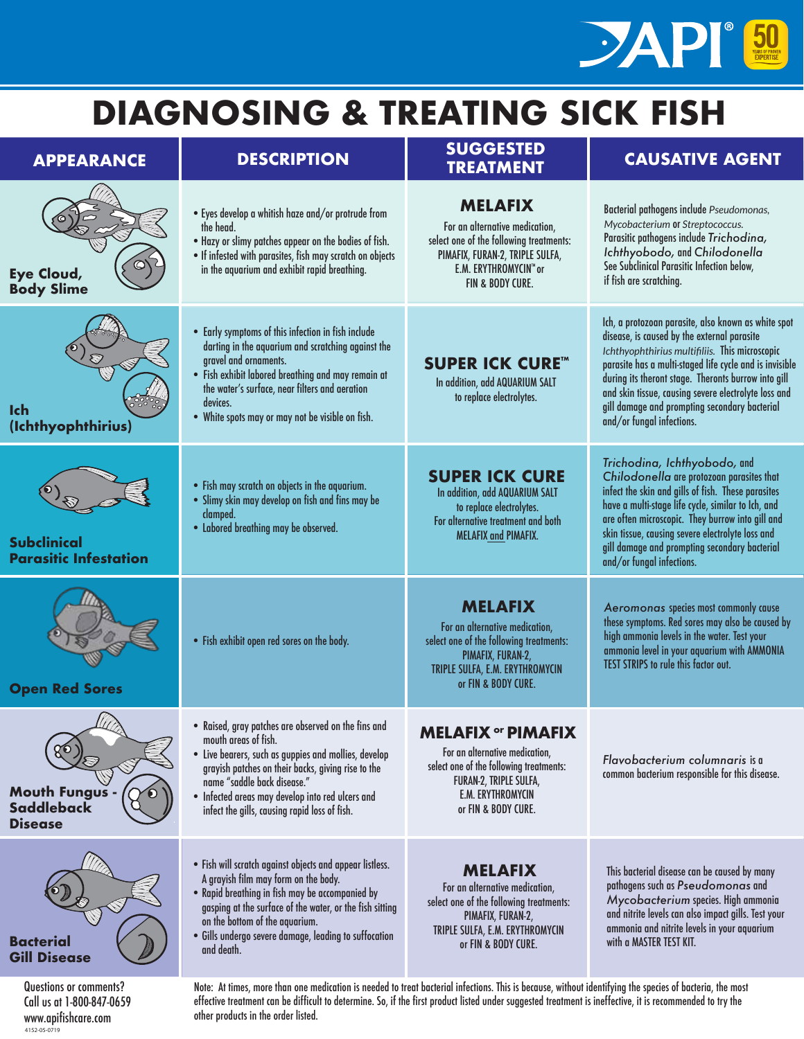# DIAGNOSING & TREATING SICK FISH

| APPEARANCE | DESCRIPTION | SUGGESTED TREATMENT | CAUSATIVE AGENT |
|---|---|---|---|
| **Eye Cloud, Body Slime** | • Eyes develop a whitish haze and/or protrude from the head.<br>• Hazy or slimy patches appear on the bodies of fish.<br>• If infested with parasites, fish may scratch on objects in the aquarium and exhibit rapid breathing. | **MELAFIX**<br>For an alternative medication, select one of the following treatments: PIMAFIX, FURAN-2, TRIPLE SULFA, E.M. ERYTHROMYCIN™ or FIN & BODY CURE. | Bacterial pathogens include *Pseudomonas, Mycobacterium* or *Streptococcus.*<br>Parasitic pathogens include *Trichodina, Ichthyobodo,* and *Chilodonella*<br>See Subclinical Parasitic Infection below, if fish are scratching. |
| **Ich (Ichthyophthirius)** | • Early symptoms of this infection in fish include darting in the aquarium and scratching against the gravel and ornaments.<br>• Fish exhibit labored breathing and may remain at the water's surface, near filters and aeration devices.<br>• White spots may or may not be visible on fish. | **SUPER ICK CURE™**<br>In addition, add AQUARIUM SALT to replace electrolytes. | Ich, a protozoan parasite, also known as white spot disease, is caused by the external parasite *Ichthyophthirius multifiliis.* This microscopic parasite has a multi-staged life cycle and is invisible during its theront stage. Theronts burrow into gill and skin tissue, causing severe electrolyte loss and gill damage and prompting secondary bacterial and/or fungal infections. |
| **Subclinical Parasitic Infestation** | • Fish may scratch on objects in the aquarium.<br>• Slimy skin may develop on fish and fins may be clamped.<br>• Labored breathing may be observed. | **SUPER ICK CURE**<br>In addition, add AQUARIUM SALT to replace electrolytes.<br>For alternative treatment and both MELAFIX and PIMAFIX. | *Trichodina, Ichthyobodo,* and *Chilodonella* are protozoan parasites that infect the skin and gills of fish. These parasites have a multi-stage life cycle, similar to Ich, and are often microscopic. They burrow into gill and skin tissue, causing severe electrolyte loss and gill damage and prompting secondary bacterial and/or fungal infections. |
| **Open Red Sores** | • Fish exhibit open red sores on the body. | **MELAFIX**<br>For an alternative medication, select one of the following treatments: PIMAFIX, FURAN-2, TRIPLE SULFA, E.M. ERYTHROMYCIN or FIN & BODY CURE. | *Aeromonas* species most commonly cause these symptoms. Red sores may also be caused by high ammonia levels in the water. Test your ammonia level in your aquarium with AMMONIA TEST STRIPS to rule this factor out. |
| **Mouth Fungus - Saddleback Disease** | • Raised, gray patches are observed on the fins and mouth areas of fish.<br>• Live bearers, such as guppies and mollies, develop grayish patches on their backs, giving rise to the name "saddle back disease."<br>• Infected areas may develop into red ulcers and infect the gills, causing rapid loss of fish. | **MELAFIX or PIMAFIX**<br>For an alternative medication, select one of the following treatments: FURAN-2, TRIPLE SULFA, E.M. ERYTHROMYCIN or FIN & BODY CURE. | *Flavobacterium columnaris* is a common bacterium responsible for this disease. |
| **Bacterial Gill Disease** | • Fish will scratch against objects and appear listless. A grayish film may form on the body.<br>• Rapid breathing in fish may be accompanied by gasping at the surface of the water, or the fish sitting on the bottom of the aquarium.<br>• Gills undergo severe damage, leading to suffocation and death. | **MELAFIX**<br>For an alternative medication, select one of the following treatments: PIMAFIX, FURAN-2, TRIPLE SULFA, E.M. ERYTHROMYCIN or FIN & BODY CURE. | This bacterial disease can be caused by many pathogens such as *Pseudomonas* and *Mycobacterium* species. High ammonia and nitrite levels can also impact gills. Test your ammonia and nitrite levels in your aquarium with a MASTER TEST KIT. |

Questions or comments?
Call us at 1-800-847-0659
www.apifishcare.com

Note: At times, more than one medication is needed to treat bacterial infections. This is because, without identifying the species of bacteria, the most effective treatment can be difficult to determine. So, if the first product listed under suggested treatment is ineffective, it is recommended to try the other products in the order listed.

4152-05-0719